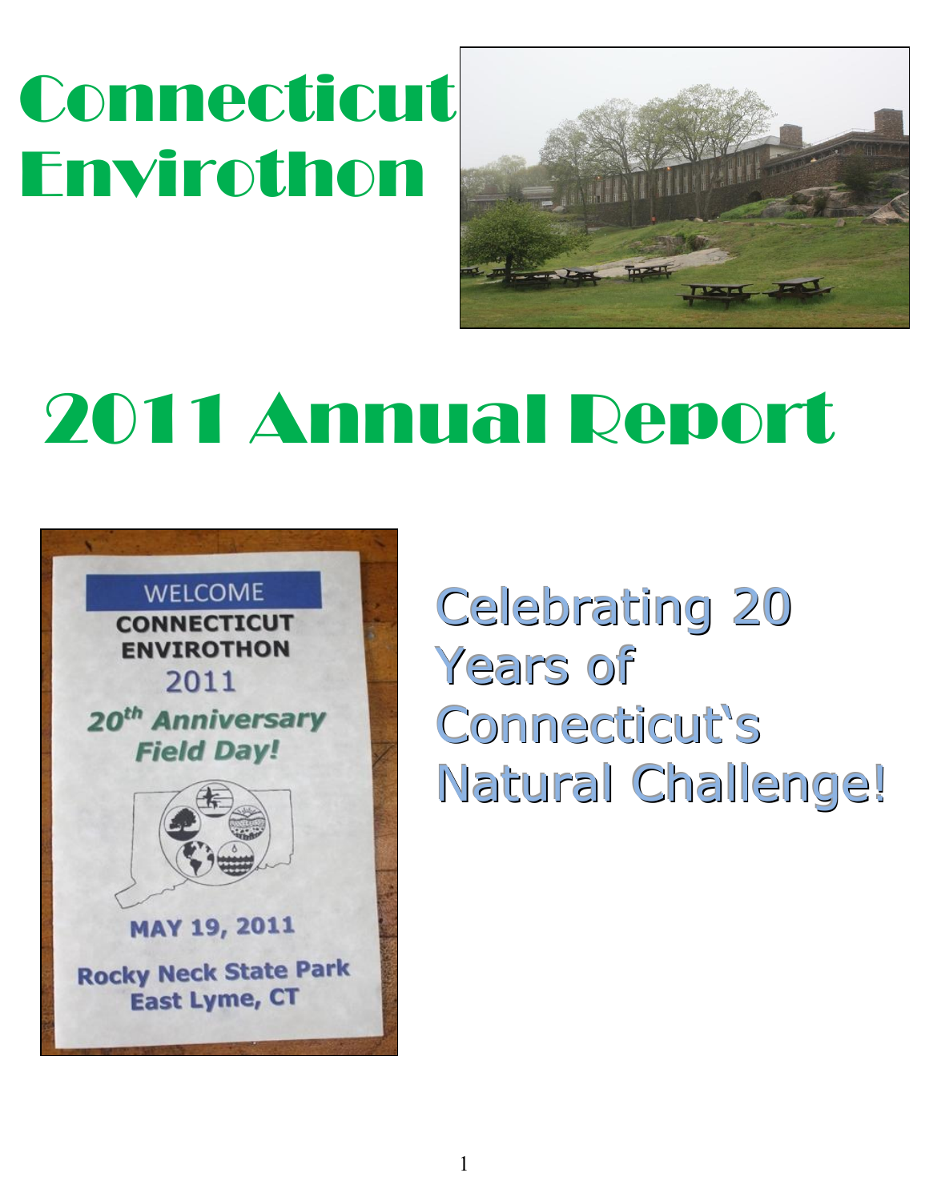# Connecticut Envirothon

# 2011 Annual Report

WELCOME

CONNECTICUT ENVIROTHON

2011

*20th Anniversary Field Day!*

MAY 19, 2011

Rocky Neck State Park
East Lyme, CT

## Celebrating 20 Years of Connecticut's Natural Challenge!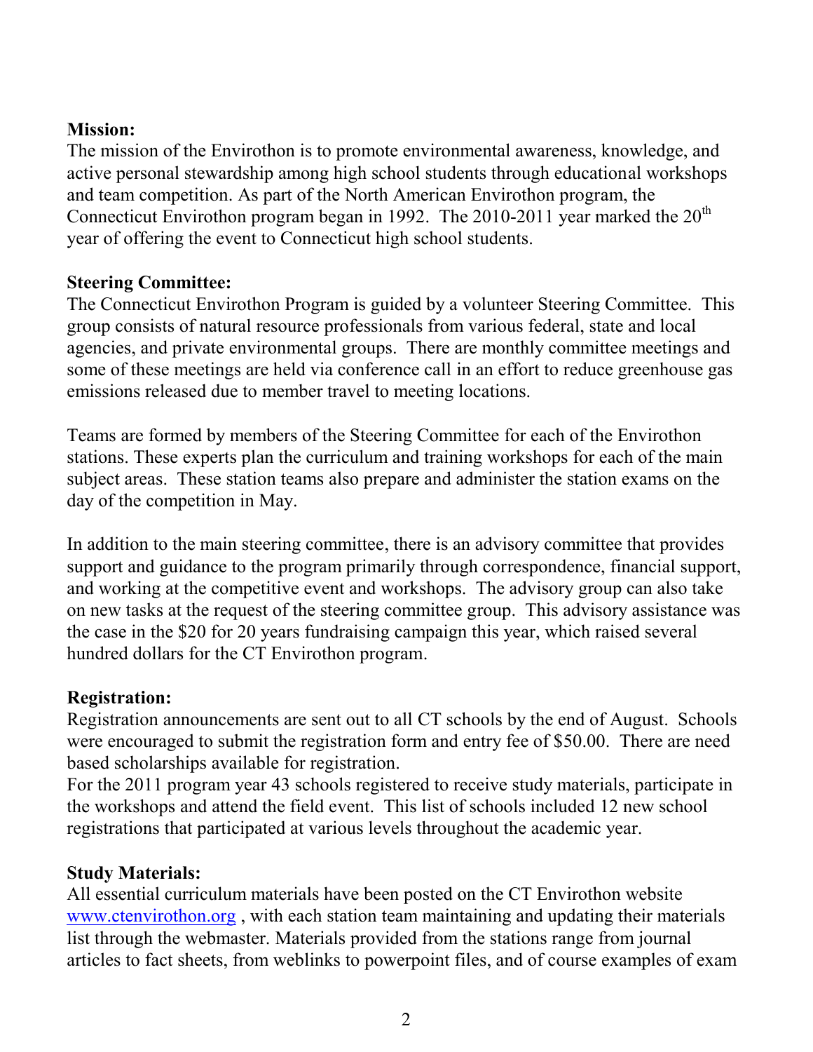**Mission:**

The mission of the Envirothon is to promote environmental awareness, knowledge, and active personal stewardship among high school students through educational workshops and team competition. As part of the North American Envirothon program, the Connecticut Envirothon program began in 1992. The 2010-2011 year marked the 20th year of offering the event to Connecticut high school students.

**Steering Committee:**

The Connecticut Envirothon Program is guided by a volunteer Steering Committee. This group consists of natural resource professionals from various federal, state and local agencies, and private environmental groups. There are monthly committee meetings and some of these meetings are held via conference call in an effort to reduce greenhouse gas emissions released due to member travel to meeting locations.

Teams are formed by members of the Steering Committee for each of the Envirothon stations. These experts plan the curriculum and training workshops for each of the main subject areas. These station teams also prepare and administer the station exams on the day of the competition in May.

In addition to the main steering committee, there is an advisory committee that provides support and guidance to the program primarily through correspondence, financial support, and working at the competitive event and workshops. The advisory group can also take on new tasks at the request of the steering committee group. This advisory assistance was the case in the $20 for 20 years fundraising campaign this year, which raised several hundred dollars for the CT Envirothon program.

**Registration:**

Registration announcements are sent out to all CT schools by the end of August. Schools were encouraged to submit the registration form and entry fee of $50.00. There are need based scholarships available for registration.

For the 2011 program year 43 schools registered to receive study materials, participate in the workshops and attend the field event. This list of schools included 12 new school registrations that participated at various levels throughout the academic year.

**Study Materials:**

All essential curriculum materials have been posted on the CT Envirothon website www.ctenvirothon.org , with each station team maintaining and updating their materials list through the webmaster. Materials provided from the stations range from journal articles to fact sheets, from weblinks to powerpoint files, and of course examples of exam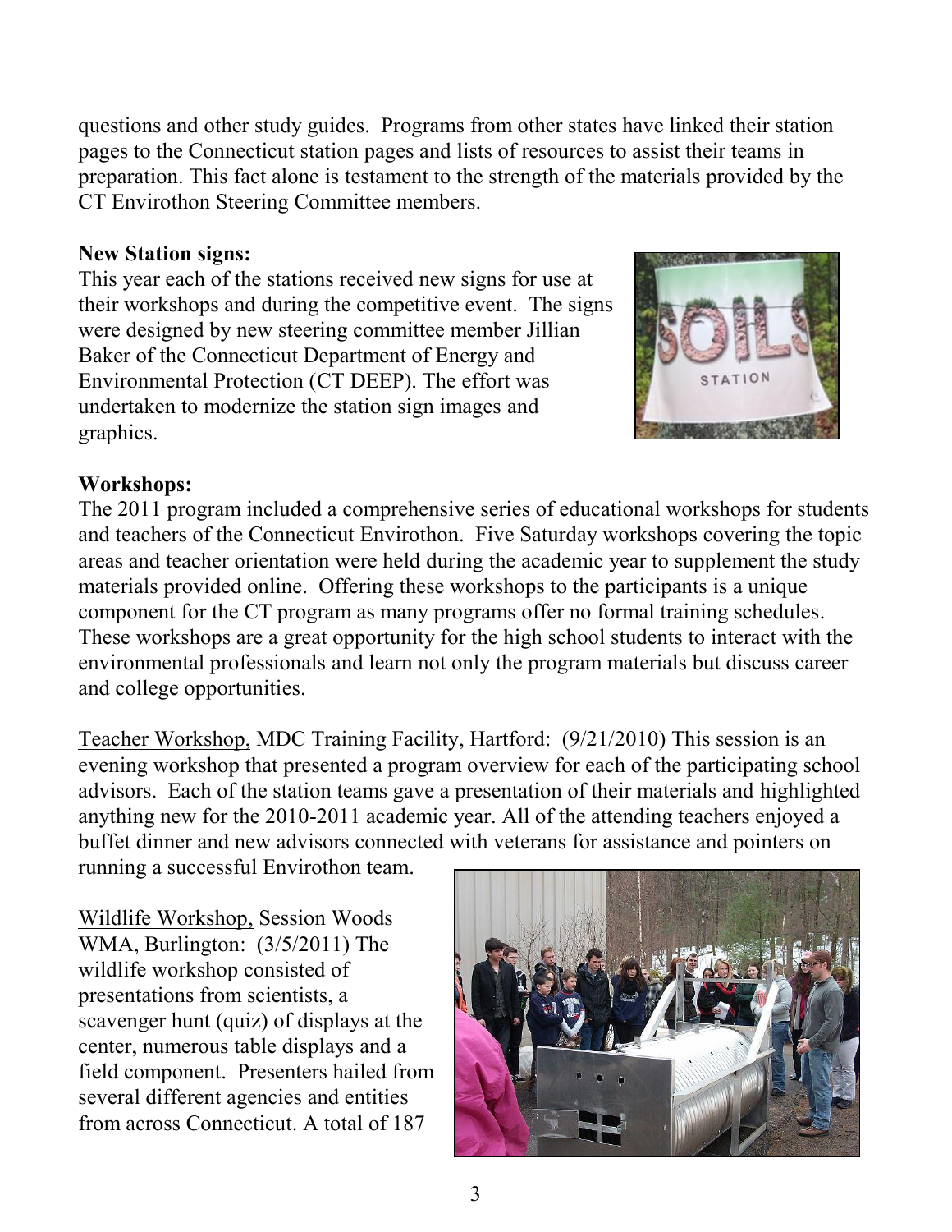questions and other study guides. Programs from other states have linked their station pages to the Connecticut station pages and lists of resources to assist their teams in preparation. This fact alone is testament to the strength of the materials provided by the CT Envirothon Steering Committee members.

**New Station signs:**

This year each of the stations received new signs for use at their workshops and during the competitive event. The signs were designed by new steering committee member Jillian Baker of the Connecticut Department of Energy and Environmental Protection (CT DEEP). The effort was undertaken to modernize the station sign images and graphics.

**Workshops:**

The 2011 program included a comprehensive series of educational workshops for students and teachers of the Connecticut Envirothon. Five Saturday workshops covering the topic areas and teacher orientation were held during the academic year to supplement the study materials provided online. Offering these workshops to the participants is a unique component for the CT program as many programs offer no formal training schedules. These workshops are a great opportunity for the high school students to interact with the environmental professionals and learn not only the program materials but discuss career and college opportunities.

Teacher Workshop, MDC Training Facility, Hartford: (9/21/2010) This session is an evening workshop that presented a program overview for each of the participating school advisors. Each of the station teams gave a presentation of their materials and highlighted anything new for the 2010-2011 academic year. All of the attending teachers enjoyed a buffet dinner and new advisors connected with veterans for assistance and pointers on running a successful Envirothon team.

Wildlife Workshop, Session Woods WMA, Burlington: (3/5/2011) The wildlife workshop consisted of presentations from scientists, a scavenger hunt (quiz) of displays at the center, numerous table displays and a field component. Presenters hailed from several different agencies and entities from across Connecticut. A total of 187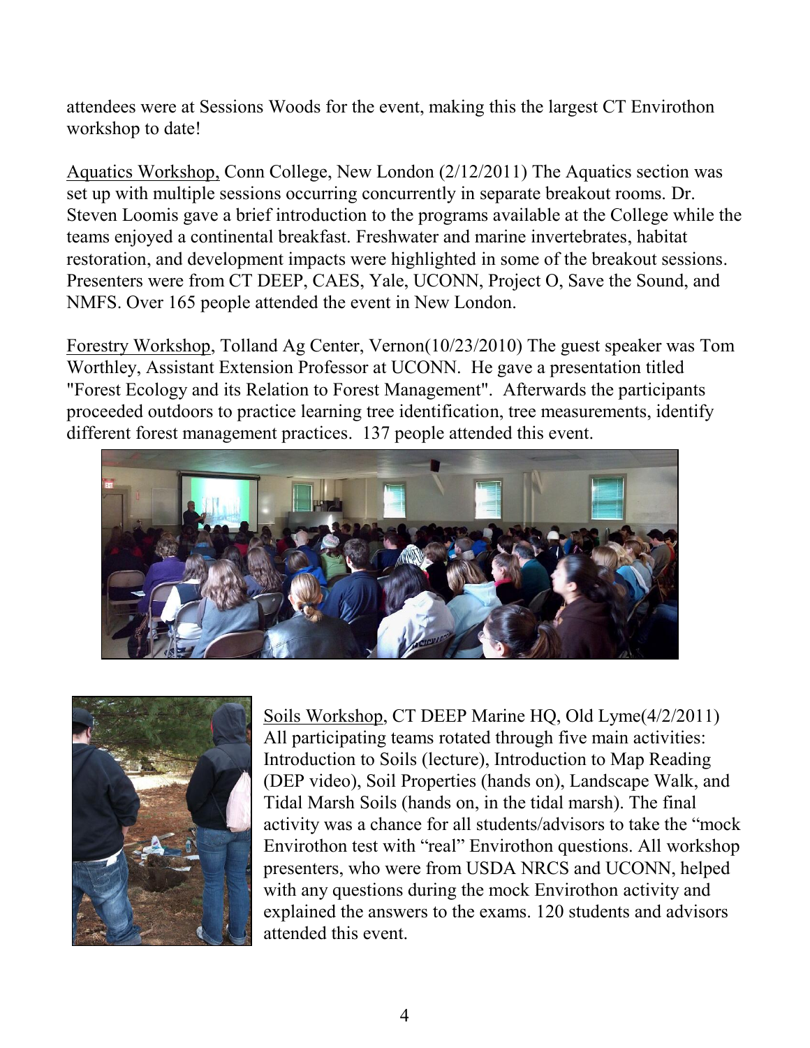attendees were at Sessions Woods for the event, making this the largest CT Envirothon workshop to date!

Aquatics Workshop, Conn College, New London (2/12/2011) The Aquatics section was set up with multiple sessions occurring concurrently in separate breakout rooms. Dr. Steven Loomis gave a brief introduction to the programs available at the College while the teams enjoyed a continental breakfast. Freshwater and marine invertebrates, habitat restoration, and development impacts were highlighted in some of the breakout sessions. Presenters were from CT DEEP, CAES, Yale, UCONN, Project O, Save the Sound, and NMFS. Over 165 people attended the event in New London.

Forestry Workshop, Tolland Ag Center, Vernon(10/23/2010) The guest speaker was Tom Worthley, Assistant Extension Professor at UCONN. He gave a presentation titled "Forest Ecology and its Relation to Forest Management". Afterwards the participants proceeded outdoors to practice learning tree identification, tree measurements, identify different forest management practices. 137 people attended this event.

Soils Workshop, CT DEEP Marine HQ, Old Lyme(4/2/2011) All participating teams rotated through five main activities: Introduction to Soils (lecture), Introduction to Map Reading (DEP video), Soil Properties (hands on), Landscape Walk, and Tidal Marsh Soils (hands on, in the tidal marsh). The final activity was a chance for all students/advisors to take the "mock Envirothon test with "real" Envirothon questions. All workshop presenters, who were from USDA NRCS and UCONN, helped with any questions during the mock Envirothon activity and explained the answers to the exams. 120 students and advisors attended this event.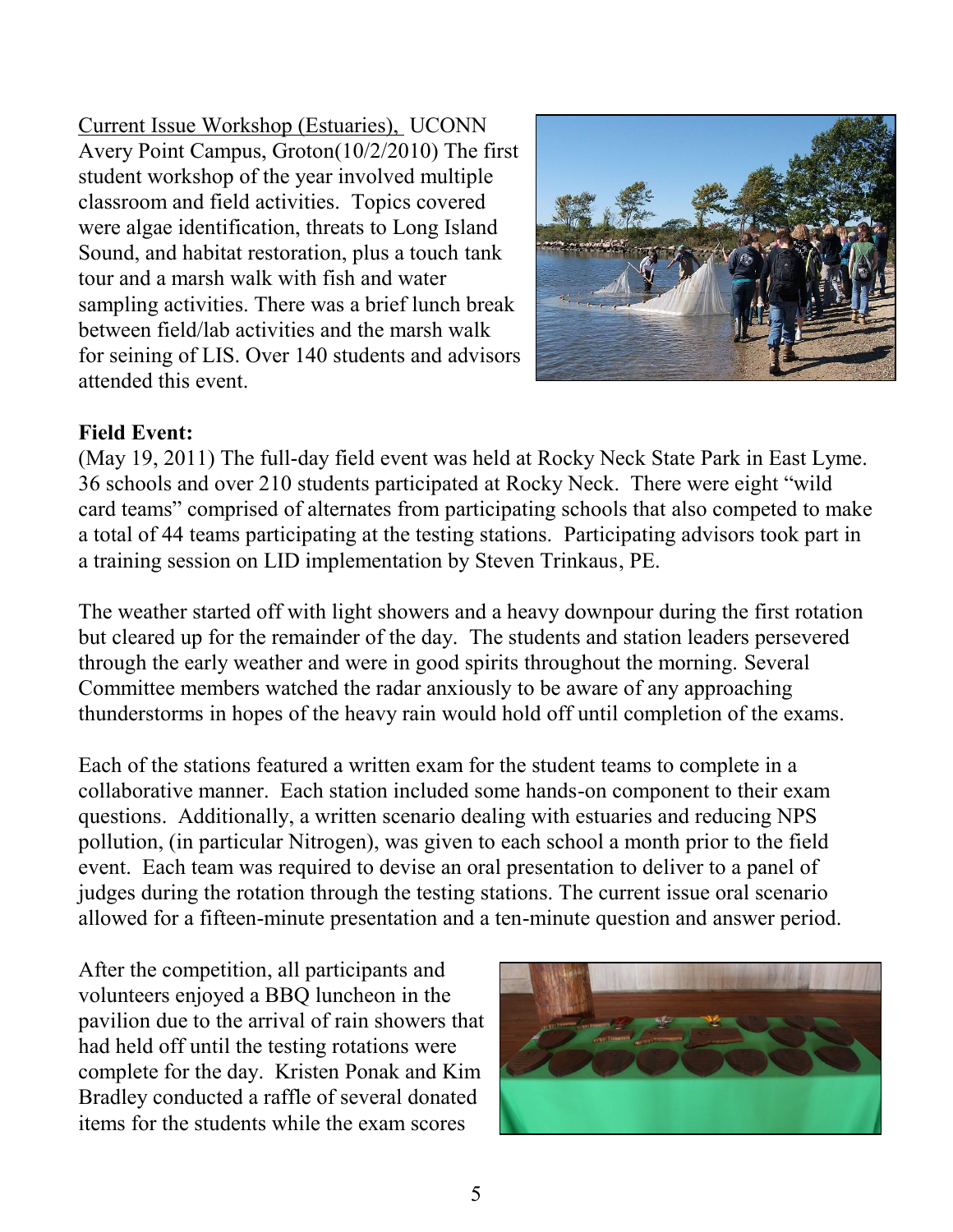Current Issue Workshop (Estuaries), UCONN Avery Point Campus, Groton(10/2/2010) The first student workshop of the year involved multiple classroom and field activities. Topics covered were algae identification, threats to Long Island Sound, and habitat restoration, plus a touch tank tour and a marsh walk with fish and water sampling activities. There was a brief lunch break between field/lab activities and the marsh walk for seining of LIS. Over 140 students and advisors attended this event.

**Field Event:**

(May 19, 2011) The full-day field event was held at Rocky Neck State Park in East Lyme. 36 schools and over 210 students participated at Rocky Neck. There were eight "wild card teams" comprised of alternates from participating schools that also competed to make a total of 44 teams participating at the testing stations. Participating advisors took part in a training session on LID implementation by Steven Trinkaus, PE.

The weather started off with light showers and a heavy downpour during the first rotation but cleared up for the remainder of the day. The students and station leaders persevered through the early weather and were in good spirits throughout the morning. Several Committee members watched the radar anxiously to be aware of any approaching thunderstorms in hopes of the heavy rain would hold off until completion of the exams.

Each of the stations featured a written exam for the student teams to complete in a collaborative manner. Each station included some hands-on component to their exam questions. Additionally, a written scenario dealing with estuaries and reducing NPS pollution, (in particular Nitrogen), was given to each school a month prior to the field event. Each team was required to devise an oral presentation to deliver to a panel of judges during the rotation through the testing stations. The current issue oral scenario allowed for a fifteen-minute presentation and a ten-minute question and answer period.

After the competition, all participants and volunteers enjoyed a BBQ luncheon in the pavilion due to the arrival of rain showers that had held off until the testing rotations were complete for the day. Kristen Ponak and Kim Bradley conducted a raffle of several donated items for the students while the exam scores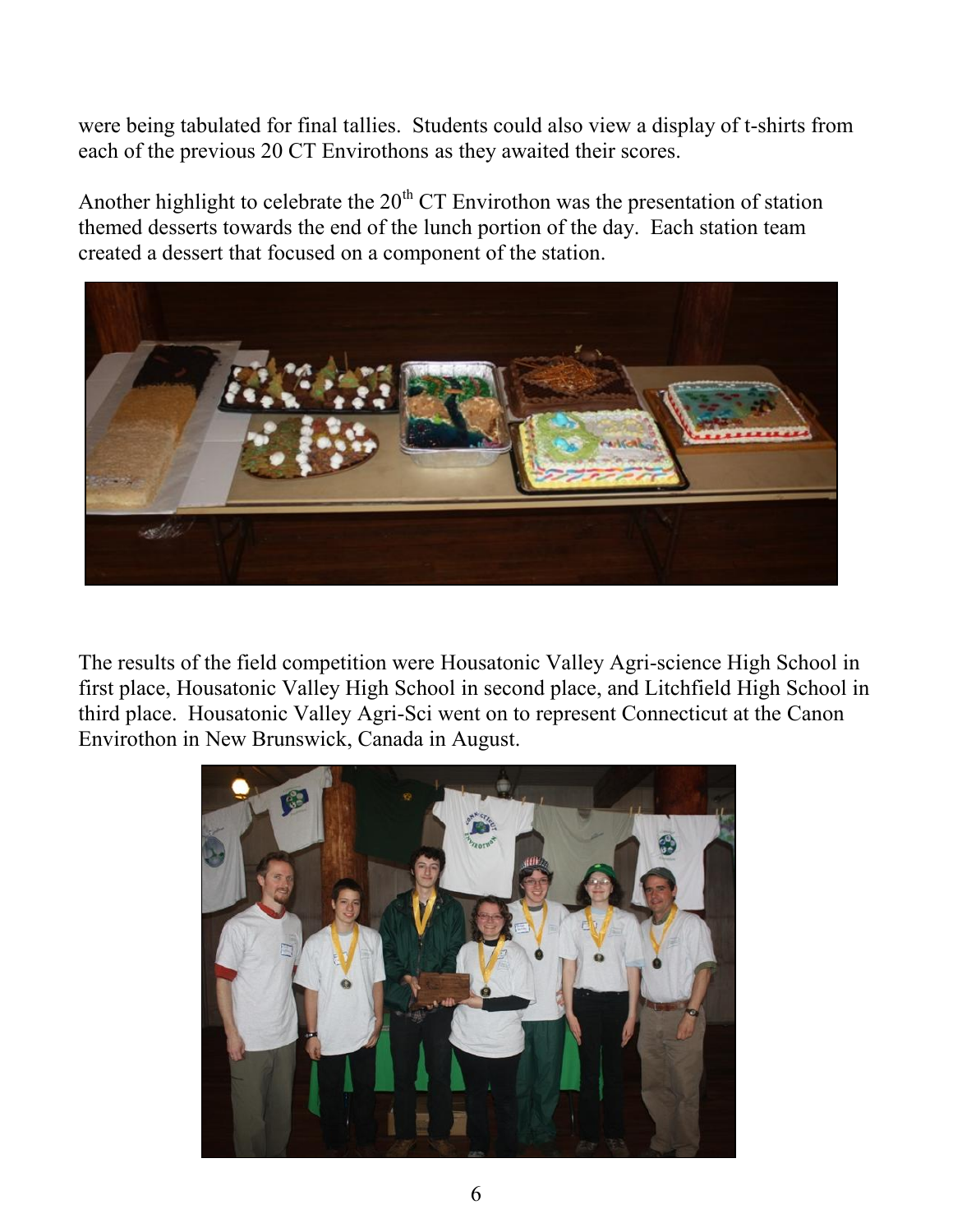were being tabulated for final tallies. Students could also view a display of t-shirts from each of the previous 20 CT Envirothons as they awaited their scores.

Another highlight to celebrate the 20th CT Envirothon was the presentation of station themed desserts towards the end of the lunch portion of the day. Each station team created a dessert that focused on a component of the station.

The results of the field competition were Housatonic Valley Agri-science High School in first place, Housatonic Valley High School in second place, and Litchfield High School in third place. Housatonic Valley Agri-Sci went on to represent Connecticut at the Canon Envirothon in New Brunswick, Canada in August.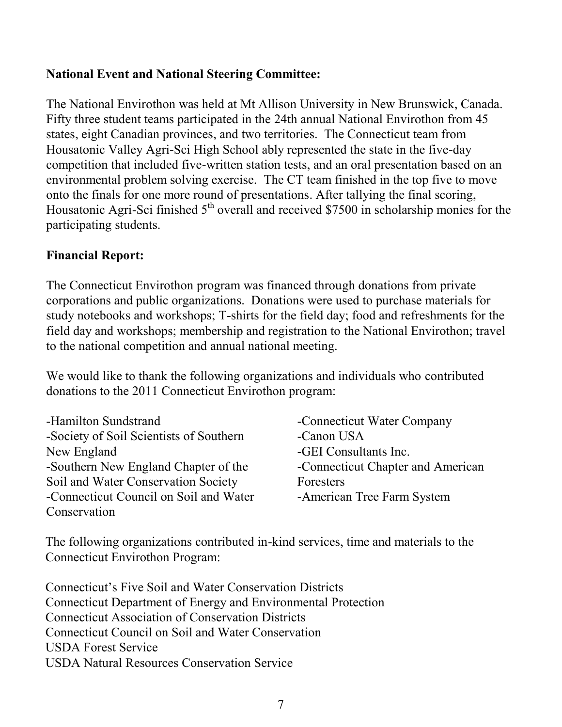**National Event and National Steering Committee:**

The National Envirothon was held at Mt Allison University in New Brunswick, Canada. Fifty three student teams participated in the 24th annual National Envirothon from 45 states, eight Canadian provinces, and two territories. The Connecticut team from Housatonic Valley Agri-Sci High School ably represented the state in the five-day competition that included five-written station tests, and an oral presentation based on an environmental problem solving exercise. The CT team finished in the top five to move onto the finals for one more round of presentations. After tallying the final scoring, Housatonic Agri-Sci finished 5th overall and received $7500 in scholarship monies for the participating students.

**Financial Report:**

The Connecticut Envirothon program was financed through donations from private corporations and public organizations. Donations were used to purchase materials for study notebooks and workshops; T-shirts for the field day; food and refreshments for the field day and workshops; membership and registration to the National Envirothon; travel to the national competition and annual national meeting.

We would like to thank the following organizations and individuals who contributed donations to the 2011 Connecticut Envirothon program:

-Hamilton Sundstrand
-Society of Soil Scientists of Southern New England
-Southern New England Chapter of the Soil and Water Conservation Society
-Connecticut Council on Soil and Water Conservation
-Connecticut Water Company
-Canon USA
-GEI Consultants Inc.
-Connecticut Chapter and American Foresters
-American Tree Farm System

The following organizations contributed in-kind services, time and materials to the Connecticut Envirothon Program:

Connecticut's Five Soil and Water Conservation Districts
Connecticut Department of Energy and Environmental Protection
Connecticut Association of Conservation Districts
Connecticut Council on Soil and Water Conservation
USDA Forest Service
USDA Natural Resources Conservation Service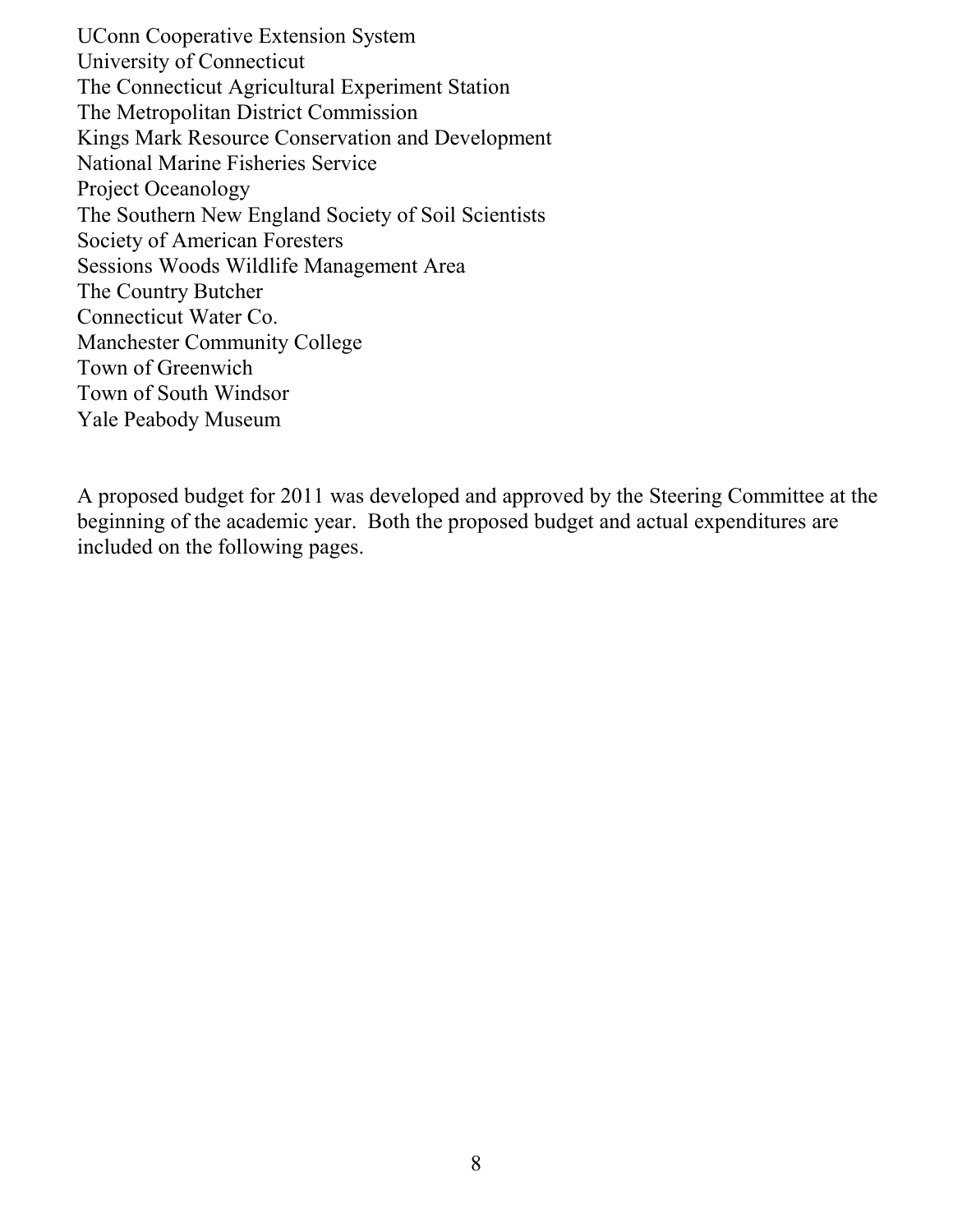UConn Cooperative Extension System
University of Connecticut
The Connecticut Agricultural Experiment Station
The Metropolitan District Commission
Kings Mark Resource Conservation and Development
National Marine Fisheries Service
Project Oceanology
The Southern New England Society of Soil Scientists
Society of American Foresters
Sessions Woods Wildlife Management Area
The Country Butcher
Connecticut Water Co.
Manchester Community College
Town of Greenwich
Town of South Windsor
Yale Peabody Museum

A proposed budget for 2011 was developed and approved by the Steering Committee at the beginning of the academic year. Both the proposed budget and actual expenditures are included on the following pages.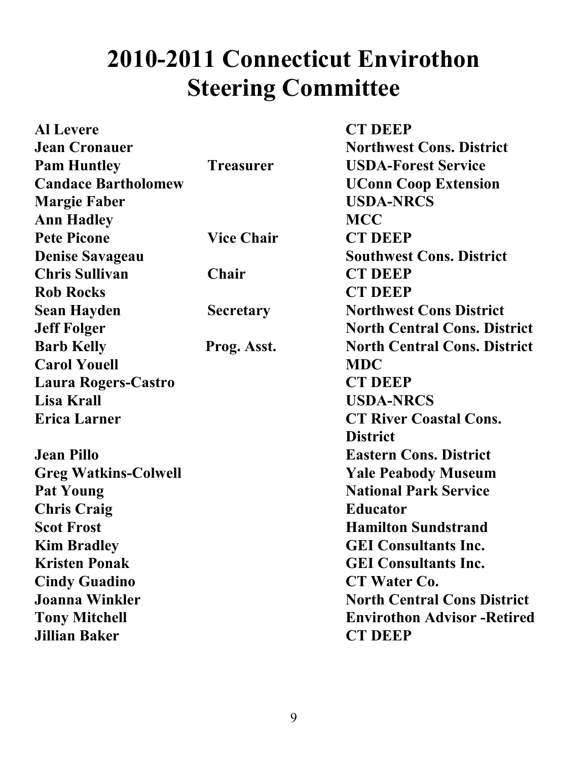# 2010-2011 Connecticut Envirothon Steering Committee

| Name | Position | Affiliation |
| --- | --- | --- |
| **Al Levere** | | **CT DEEP** |
| **Jean Cronauer** | | **Northwest Cons. District** |
| **Pam Huntley** | **Treasurer** | **USDA-Forest Service** |
| **Candace Bartholomew** | | **UConn Coop Extension** |
| **Margie Faber** | | **USDA-NRCS** |
| **Ann Hadley** | | **MCC** |
| **Pete Picone** | **Vice Chair** | **CT DEEP** |
| **Denise Savageau** | | **Southwest Cons. District** |
| **Chris Sullivan** | **Chair** | **CT DEEP** |
| **Rob Rocks** | | **CT DEEP** |
| **Sean Hayden** | **Secretary** | **Northwest Cons District** |
| **Jeff Folger** | | **North Central Cons. District** |
| **Barb Kelly** | **Prog. Asst.** | **North Central Cons. District** |
| **Carol Youell** | | **MDC** |
| **Laura Rogers-Castro** | | **CT DEEP** |
| **Lisa Krall** | | **USDA-NRCS** |
| **Erica Larner** | | **CT River Coastal Cons. District** |
| **Jean Pillo** | | **Eastern Cons. District** |
| **Greg Watkins-Colwell** | | **Yale Peabody Museum** |
| **Pat Young** | | **National Park Service** |
| **Chris Craig** | | **Educator** |
| **Scot Frost** | | **Hamilton Sundstrand** |
| **Kim Bradley** | | **GEI Consultants Inc.** |
| **Kristen Ponak** | | **GEI Consultants Inc.** |
| **Cindy Guadino** | | **CT Water Co.** |
| **Joanna Winkler** | | **North Central Cons District** |
| **Tony Mitchell** | | **Envirothon Advisor -Retired** |
| **Jillian Baker** | | **CT DEEP** |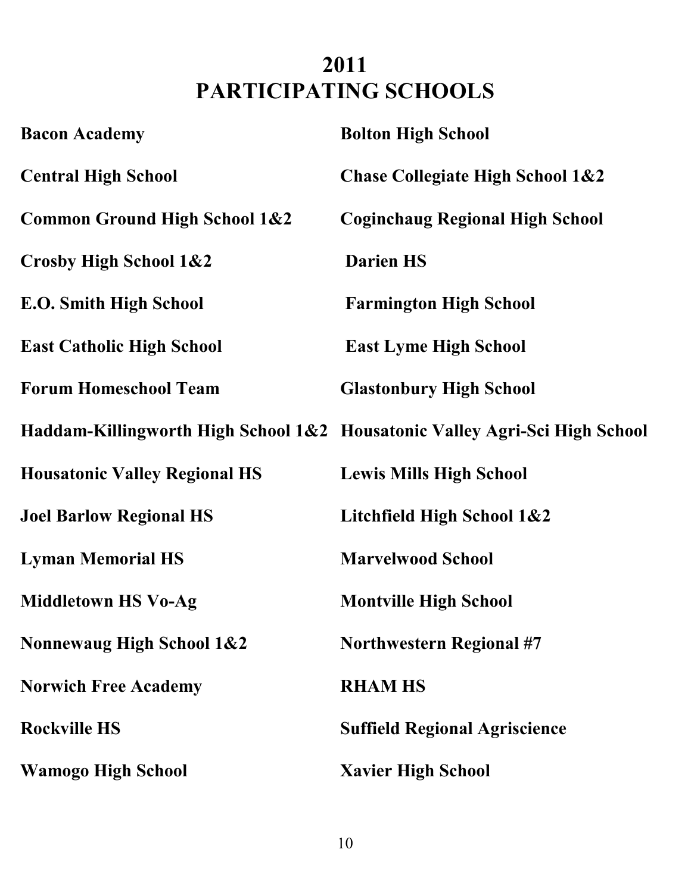# 2011
# PARTICIPATING SCHOOLS

**Bacon Academy**

**Bolton High School**

**Central High School**

**Chase Collegiate High School 1&2**

**Common Ground High School 1&2**

**Coginchaug Regional High School**

**Crosby High School 1&2**

**Darien HS**

**E.O. Smith High School**

**Farmington High School**

**East Catholic High School**

**East Lyme High School**

**Forum Homeschool Team**

**Glastonbury High School**

**Haddam-Killingworth High School 1&2**

**Housatonic Valley Agri-Sci High School**

**Housatonic Valley Regional HS**

**Lewis Mills High School**

**Joel Barlow Regional HS**

**Litchfield High School 1&2**

**Lyman Memorial HS**

**Marvelwood School**

**Middletown HS Vo-Ag**

**Montville High School**

**Nonnewaug High School 1&2**

**Northwestern Regional #7**

**Norwich Free Academy**

**RHAM HS**

**Rockville HS**

**Suffield Regional Agriscience**

**Wamogo High School**

**Xavier High School**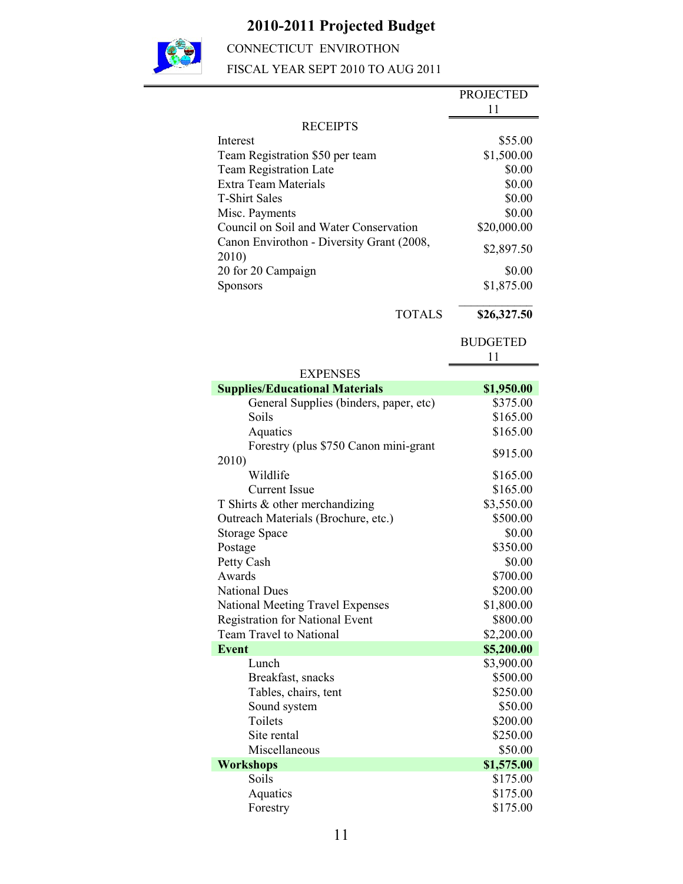# 2010-2011 Projected Budget

CONNECTICUT ENVIROTHON

FISCAL YEAR SEPT 2010 TO AUG 2011

| | PROJECTED 11 |
|---|---|
| **RECEIPTS** | |
| Interest | $55.00 |
| Team Registration $50 per team | $1,500.00 |
| Team Registration Late | $0.00 |
| Extra Team Materials | $0.00 |
| T-Shirt Sales | $0.00 |
| Misc. Payments | $0.00 |
| Council on Soil and Water Conservation | $20,000.00 |
| Canon Envirothon - Diversity Grant (2008, 2010) | $2,897.50 |
| 20 for 20 Campaign | $0.00 |
| Sponsors | $1,875.00 |
| TOTALS | **$26,327.50** |

| | BUDGETED 11 |
|---|---|
| **EXPENSES** | |
| **Supplies/Educational Materials** | **$1,950.00** |
| General Supplies (binders, paper, etc) | $375.00 |
| Soils | $165.00 |
| Aquatics | $165.00 |
| Forestry (plus $750 Canon mini-grant 2010) | $915.00 |
| Wildlife | $165.00 |
| Current Issue | $165.00 |
| T Shirts & other merchandizing | $3,550.00 |
| Outreach Materials (Brochure, etc.) | $500.00 |
| Storage Space | $0.00 |
| Postage | $350.00 |
| Petty Cash | $0.00 |
| Awards | $700.00 |
| National Dues | $200.00 |
| National Meeting Travel Expenses | $1,800.00 |
| Registration for National Event | $800.00 |
| Team Travel to National | $2,200.00 |
| **Event** | **$5,200.00** |
| Lunch | $3,900.00 |
| Breakfast, snacks | $500.00 |
| Tables, chairs, tent | $250.00 |
| Sound system | $50.00 |
| Toilets | $200.00 |
| Site rental | $250.00 |
| Miscellaneous | $50.00 |
| **Workshops** | **$1,575.00** |
| Soils | $175.00 |
| Aquatics | $175.00 |
| Forestry | $175.00 |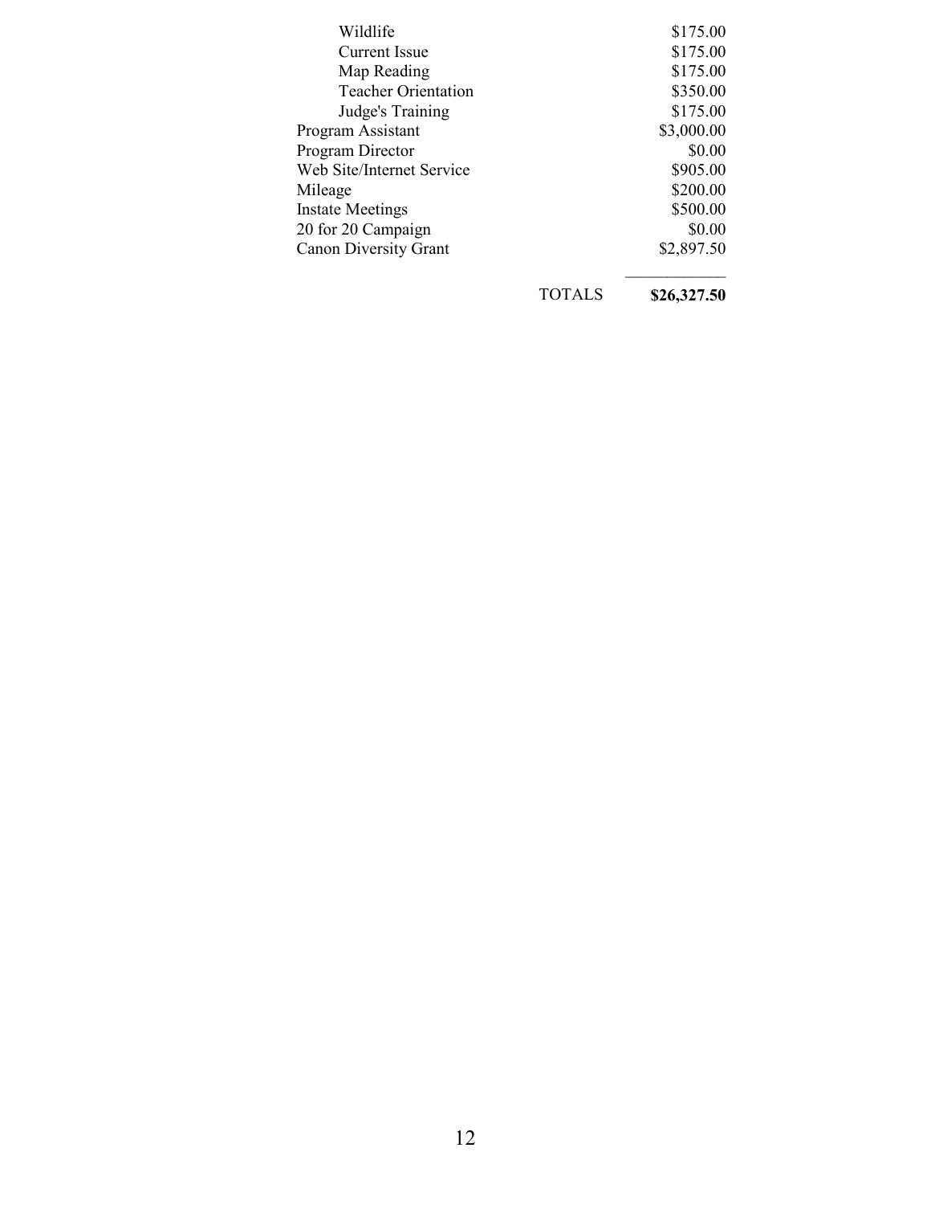| | | |
|---|---|---|
| Wildlife | | $175.00 |
| Current Issue | | $175.00 |
| Map Reading | | $175.00 |
| Teacher Orientation | | $350.00 |
| Judge's Training | | $175.00 |
| Program Assistant | | $3,000.00 |
| Program Director | | $0.00 |
| Web Site/Internet Service | | $905.00 |
| Mileage | | $200.00 |
| Instate Meetings | | $500.00 |
| 20 for 20 Campaign | | $0.00 |
| Canon Diversity Grant | | $2,897.50 |
| | TOTALS | **$26,327.50** |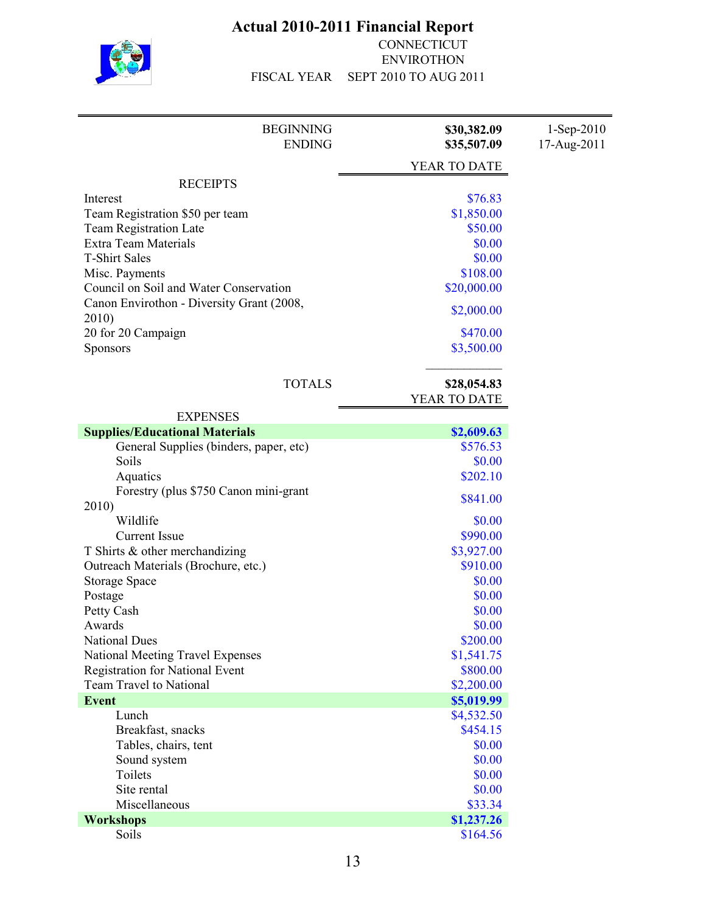# Actual 2010-2011 Financial Report

CONNECTICUT
ENVIROTHON

FISCAL YEAR SEPT 2010 TO AUG 2011

| | YEAR TO DATE | |
|---|---|---|
| BEGINNING | **$30,382.09** | 1-Sep-2010 |
| ENDING | **$35,507.09** | 17-Aug-2011 |

| RECEIPTS | YEAR TO DATE |
|---|---|
| Interest | $76.83 |
| Team Registration $50 per team | $1,850.00 |
| Team Registration Late | $50.00 |
| Extra Team Materials | $0.00 |
| T-Shirt Sales | $0.00 |
| Misc. Payments | $108.00 |
| Council on Soil and Water Conservation | $20,000.00 |
| Canon Envirothon - Diversity Grant (2008, 2010) | $2,000.00 |
| 20 for 20 Campaign | $470.00 |
| Sponsors | $3,500.00 |
| **TOTALS** | **$28,054.83** |

| EXPENSES | YEAR TO DATE |
|---|---|
| **Supplies/Educational Materials** | **$2,609.63** |
| General Supplies (binders, paper, etc) | $576.53 |
| Soils | $0.00 |
| Aquatics | $202.10 |
| Forestry (plus $750 Canon mini-grant 2010) | $841.00 |
| Wildlife | $0.00 |
| Current Issue | $990.00 |
| T Shirts & other merchandizing | $3,927.00 |
| Outreach Materials (Brochure, etc.) | $910.00 |
| Storage Space | $0.00 |
| Postage | $0.00 |
| Petty Cash | $0.00 |
| Awards | $0.00 |
| National Dues | $200.00 |
| National Meeting Travel Expenses | $1,541.75 |
| Registration for National Event | $800.00 |
| Team Travel to National | $2,200.00 |
| **Event** | **$5,019.99** |
| Lunch | $4,532.50 |
| Breakfast, snacks | $454.15 |
| Tables, chairs, tent | $0.00 |
| Sound system | $0.00 |
| Toilets | $0.00 |
| Site rental | $0.00 |
| Miscellaneous | $33.34 |
| **Workshops** | **$1,237.26** |
| Soils | $164.56 |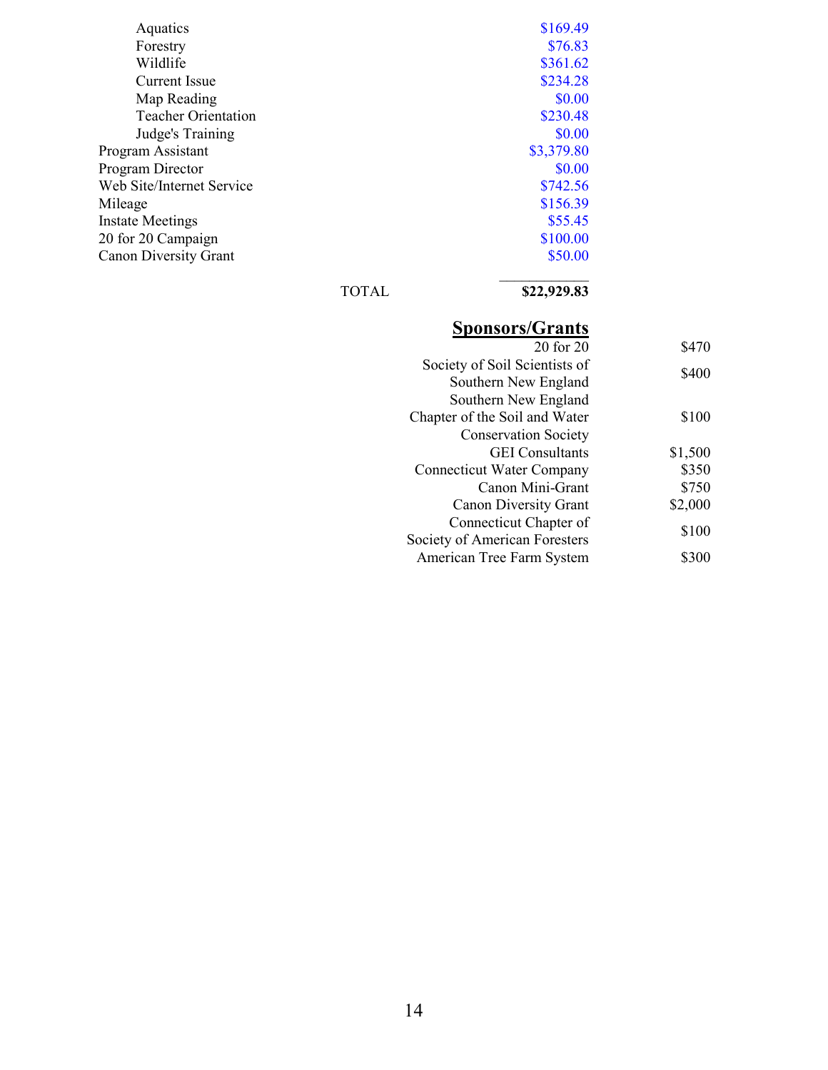| | |
|---|---|
| Aquatics | $169.49 |
| Forestry | $76.83 |
| Wildlife | $361.62 |
| Current Issue | $234.28 |
| Map Reading | $0.00 |
| Teacher Orientation | $230.48 |
| Judge's Training | $0.00 |
| Program Assistant | $3,379.80 |
| Program Director | $0.00 |
| Web Site/Internet Service | $742.56 |
| Mileage | $156.39 |
| Instate Meetings | $55.45 |
| 20 for 20 Campaign | $100.00 |
| Canon Diversity Grant | $50.00 |
| TOTAL | **$22,929.83** |

## Sponsors/Grants

| | |
|---|---|
| 20 for 20 | $470 |
| Society of Soil Scientists of Southern New England | $400 |
| Southern New England Chapter of the Soil and Water Conservation Society | $100 |
| GEI Consultants | $1,500 |
| Connecticut Water Company | $350 |
| Canon Mini-Grant | $750 |
| Canon Diversity Grant | $2,000 |
| Connecticut Chapter of Society of American Foresters | $100 |
| American Tree Farm System | $300 |